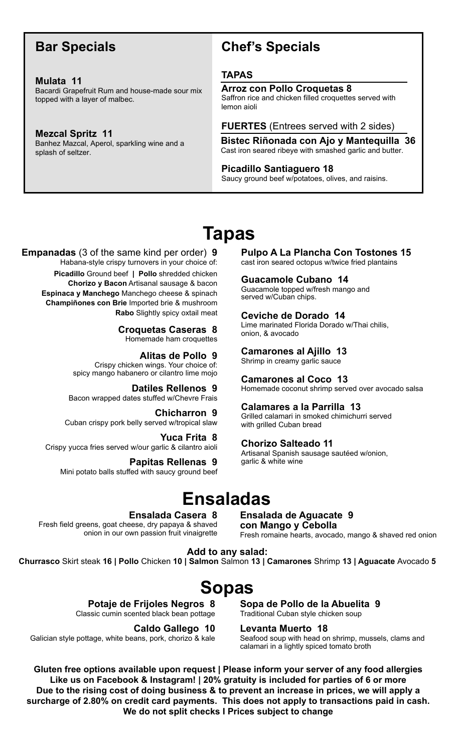## Bar Specials

**Mulata 11**
Bacardi Grapefruit Rum and house-made sour mix topped with a layer of malbec.

**Mezcal Spritz 11**
Banhez Mazcal, Aperol, sparkling wine and a splash of seltzer.

## Chef's Specials

### TAPAS

**Arroz con Pollo Croquetas 8**
Saffron rice and chicken filled croquettes served with lemon aioli

### FUERTES (Entrees served with 2 sides)

**Bistec Riñonada con Ajo y Mantequilla 36**
Cast iron seared ribeye with smashed garlic and butter.

**Picadillo Santiaguero 18**
Saucy ground beef w/potatoes, olives, and raisins.

# Tapas

**Empanadas** (3 of the same kind per order) **9**
Habana-style crispy turnovers in your choice of:
**Picadillo** Ground beef | **Pollo** shredded chicken
**Chorizo y Bacon** Artisanal sausage & bacon
**Espinaca y Manchego** Manchego cheese & spinach
**Champiñones con Brie** Imported brie & mushroom
**Rabo** Slightly spicy oxtail meat

**Croquetas Caseras 8**
Homemade ham croquettes

**Alitas de Pollo 9**
Crispy chicken wings. Your choice of: spicy mango habanero or cilantro lime mojo

**Datiles Rellenos 9**
Bacon wrapped dates stuffed w/Chevre Frais

**Chicharron 9**
Cuban crispy pork belly served w/tropical slaw

**Yuca Frita 8**
Crispy yucca fries served w/our garlic & cilantro aioli

**Papitas Rellenas 9**
Mini potato balls stuffed with saucy ground beef

**Pulpo A La Plancha Con Tostones 15**
cast iron seared octopus w/twice fried plantains

**Guacamole Cubano 14**
Guacamole topped w/fresh mango and served w/Cuban chips.

**Ceviche de Dorado 14**
Lime marinated Florida Dorado w/Thai chilis, onion, & avocado

**Camarones al Ajillo 13**
Shrimp in creamy garlic sauce

**Camarones al Coco 13**
Homemade coconut shrimp served over avocado salsa

**Calamares a la Parrilla 13**
Grilled calamari in smoked chimichurri served with grilled Cuban bread

**Chorizo Salteado 11**
Artisanal Spanish sausage sautéed w/onion, garlic & white wine

# Ensaladas

**Ensalada Casera 8**
Fresh field greens, goat cheese, dry papaya & shaved onion in our own passion fruit vinaigrette

**Ensalada de Aguacate con Mango y Cebolla 9**
Fresh romaine hearts, avocado, mango & shaved red onion

**Add to any salad:**
**Churrasco** Skirt steak **16 | Pollo** Chicken **10 | Salmon** Salmon **13 | Camarones** Shrimp **13 | Aguacate** Avocado **5**

# Sopas

**Potaje de Frijoles Negros 8**
Classic cumin scented black bean pottage

**Caldo Gallego 10**
Galician style pottage, white beans, pork, chorizo & kale

**Sopa de Pollo de la Abuelita 9**
Traditional Cuban style chicken soup

**Levanta Muerto 18**
Seafood soup with head on shrimp, mussels, clams and calamari in a lightly spiced tomato broth

**Gluten free options available upon request | Please inform your server of any food allergies**
**Like us on Facebook & Instagram! | 20% gratuity is included for parties of 6 or more**
**Due to the rising cost of doing business & to prevent an increase in prices, we will apply a surcharge of 2.80% on credit card payments. This does not apply to transactions paid in cash.**
**We do not split checks I Prices subject to change**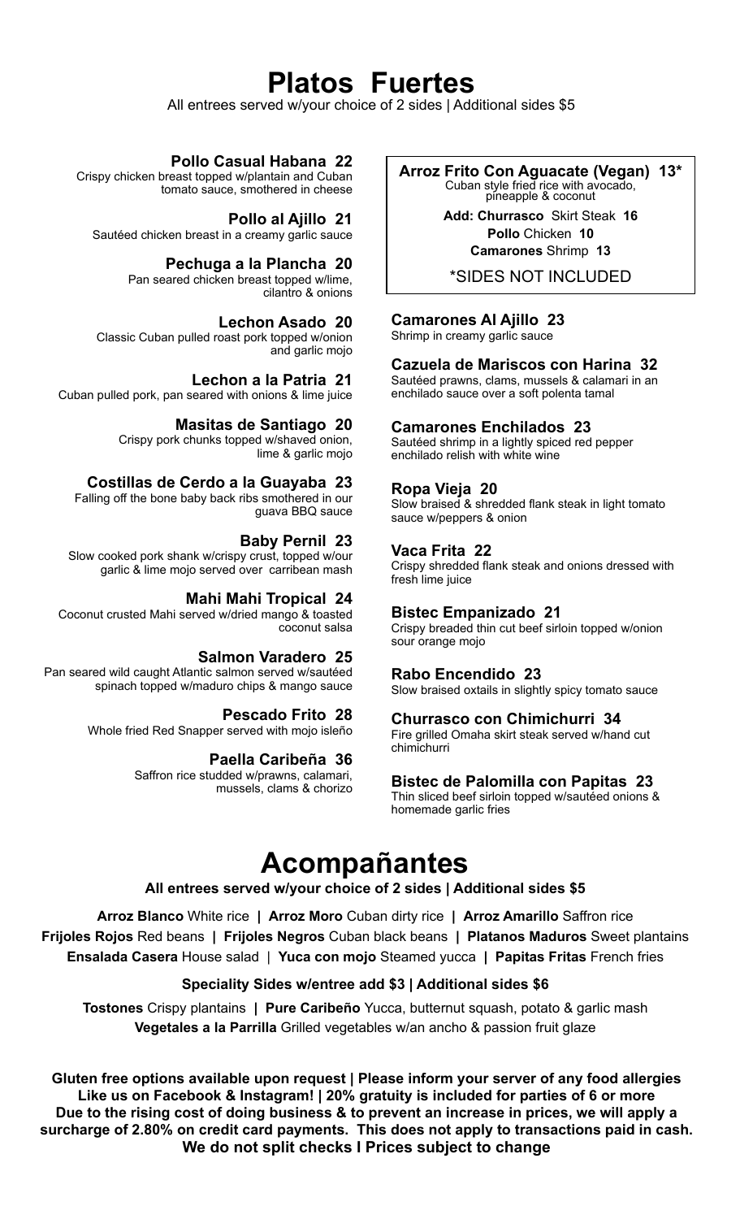# Platos Fuertes

All entrees served w/your choice of 2 sides | Additional sides $5

**Pollo Casual Habana 22**
Crispy chicken breast topped w/plantain and Cuban tomato sauce, smothered in cheese

**Pollo al Ajillo 21**
Sautéed chicken breast in a creamy garlic sauce

**Pechuga a la Plancha 20**
Pan seared chicken breast topped w/lime, cilantro & onions

**Lechon Asado 20**
Classic Cuban pulled roast pork topped w/onion and garlic mojo

**Lechon a la Patria 21**
Cuban pulled pork, pan seared with onions & lime juice

**Masitas de Santiago 20**
Crispy pork chunks topped w/shaved onion, lime & garlic mojo

**Costillas de Cerdo a la Guayaba 23**
Falling off the bone baby back ribs smothered in our guava BBQ sauce

**Baby Pernil 23**
Slow cooked pork shank w/crispy crust, topped w/our garlic & lime mojo served over carribean mash

**Mahi Mahi Tropical 24**
Coconut crusted Mahi served w/dried mango & toasted coconut salsa

**Salmon Varadero 25**
Pan seared wild caught Atlantic salmon served w/sautéed spinach topped w/maduro chips & mango sauce

**Pescado Frito 28**
Whole fried Red Snapper served with mojo isleño

**Paella Caribeña 36**
Saffron rice studded w/prawns, calamari, mussels, clams & chorizo

**Arroz Frito Con Aguacate (Vegan) 13***
Cuban style fried rice with avocado, pineapple & coconut

**Add: Churrasco** Skirt Steak **16**
**Pollo** Chicken **10**
**Camarones** Shrimp **13**

*SIDES NOT INCLUDED

**Camarones Al Ajillo 23**
Shrimp in creamy garlic sauce

**Cazuela de Mariscos con Harina 32**
Sautéed prawns, clams, mussels & calamari in an enchilado sauce over a soft polenta tamal

**Camarones Enchilados 23**
Sautéed shrimp in a lightly spiced red pepper enchilado relish with white wine

**Ropa Vieja 20**
Slow braised & shredded flank steak in light tomato sauce w/peppers & onion

**Vaca Frita 22**
Crispy shredded flank steak and onions dressed with fresh lime juice

**Bistec Empanizado 21**
Crispy breaded thin cut beef sirloin topped w/onion sour orange mojo

**Rabo Encendido 23**
Slow braised oxtails in slightly spicy tomato sauce

**Churrasco con Chimichurri 34**
Fire grilled Omaha skirt steak served w/hand cut chimichurri

**Bistec de Palomilla con Papitas 23**
Thin sliced beef sirloin topped w/sautéed onions & homemade garlic fries

# Acompañantes

**All entrees served w/your choice of 2 sides | Additional sides $5**

**Arroz Blanco** White rice **|** **Arroz Moro** Cuban dirty rice **|** **Arroz Amarillo** Saffron rice
**Frijoles Rojos** Red beans **|** **Frijoles Negros** Cuban black beans **|** **Platanos Maduros** Sweet plantains
**Ensalada Casera** House salad | **Yuca con mojo** Steamed yucca **|** **Papitas Fritas** French fries

**Speciality Sides w/entree add $3 | Additional sides $6**

**Tostones** Crispy plantains **|** **Pure Caribeño** Yucca, butternut squash, potato & garlic mash
**Vegetales a la Parrilla** Grilled vegetables w/an ancho & passion fruit glaze

**Gluten free options available upon request | Please inform your server of any food allergies**
**Like us on Facebook & Instagram! | 20% gratuity is included for parties of 6 or more**
**Due to the rising cost of doing business & to prevent an increase in prices, we will apply a surcharge of 2.80% on credit card payments. This does not apply to transactions paid in cash.**
**We do not split checks I Prices subject to change**